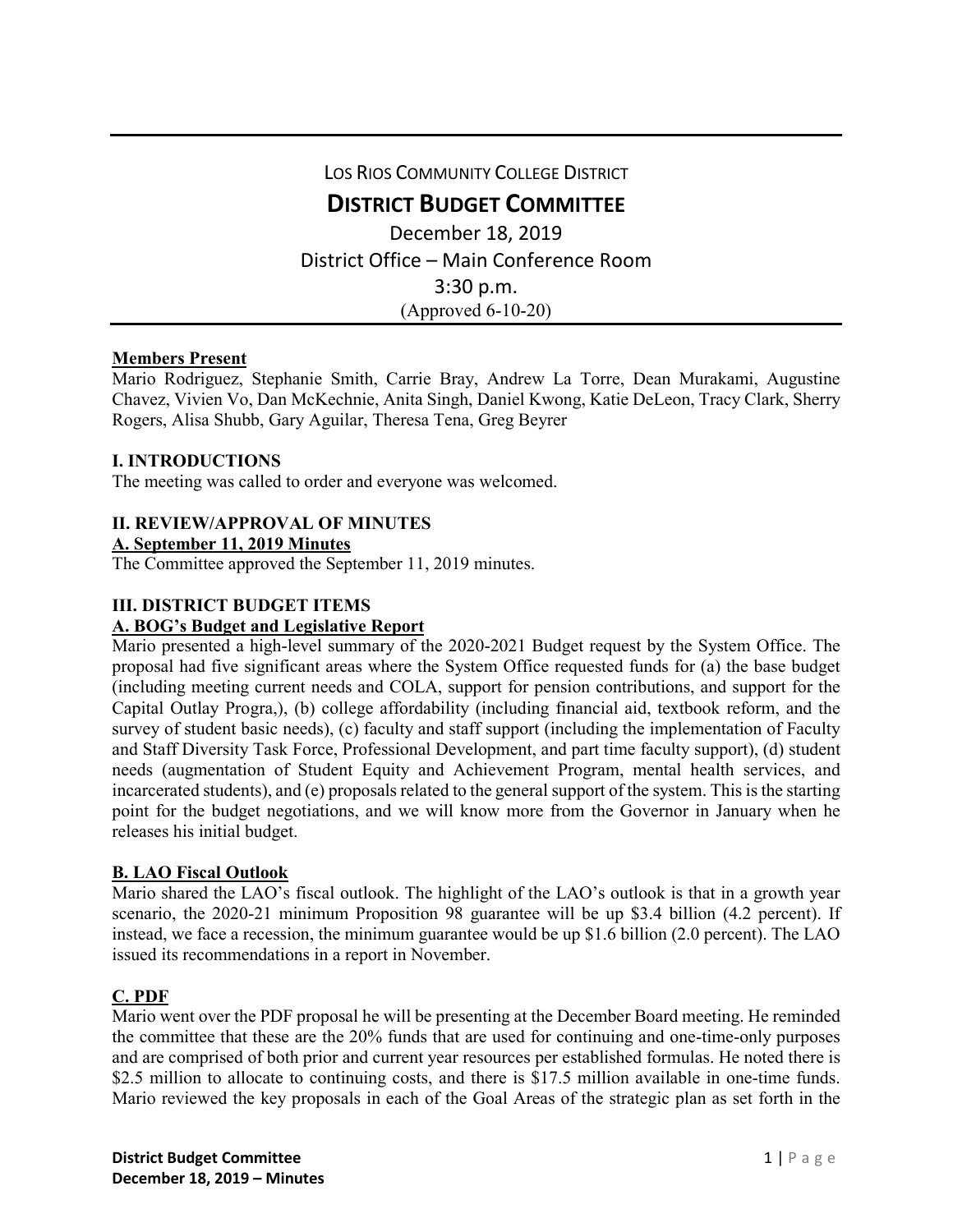LOS RIOS COMMUNITY COLLEGE DISTRICT

# DISTRICT BUDGET COMMITTEE

December 18, 2019
District Office – Main Conference Room
3:30 p.m.
(Approved 6-10-20)

**Members Present**
Mario Rodriguez, Stephanie Smith, Carrie Bray, Andrew La Torre, Dean Murakami, Augustine Chavez, Vivien Vo, Dan McKechnie, Anita Singh, Daniel Kwong, Katie DeLeon, Tracy Clark, Sherry Rogers, Alisa Shubb, Gary Aguilar, Theresa Tena, Greg Beyrer

## I. INTRODUCTIONS

The meeting was called to order and everyone was welcomed.

## II. REVIEW/APPROVAL OF MINUTES

### A. September 11, 2019 Minutes

The Committee approved the September 11, 2019 minutes.

## III. DISTRICT BUDGET ITEMS

### A. BOG's Budget and Legislative Report

Mario presented a high-level summary of the 2020-2021 Budget request by the System Office. The proposal had five significant areas where the System Office requested funds for (a) the base budget (including meeting current needs and COLA, support for pension contributions, and support for the Capital Outlay Progra,), (b) college affordability (including financial aid, textbook reform, and the survey of student basic needs), (c) faculty and staff support (including the implementation of Faculty and Staff Diversity Task Force, Professional Development, and part time faculty support), (d) student needs (augmentation of Student Equity and Achievement Program, mental health services, and incarcerated students), and (e) proposals related to the general support of the system. This is the starting point for the budget negotiations, and we will know more from the Governor in January when he releases his initial budget.

### B. LAO Fiscal Outlook

Mario shared the LAO's fiscal outlook. The highlight of the LAO's outlook is that in a growth year scenario, the 2020-21 minimum Proposition 98 guarantee will be up $3.4 billion (4.2 percent). If instead, we face a recession, the minimum guarantee would be up $1.6 billion (2.0 percent). The LAO issued its recommendations in a report in November.

### C. PDF

Mario went over the PDF proposal he will be presenting at the December Board meeting. He reminded the committee that these are the 20% funds that are used for continuing and one-time-only purposes and are comprised of both prior and current year resources per established formulas. He noted there is $2.5 million to allocate to continuing costs, and there is $17.5 million available in one-time funds. Mario reviewed the key proposals in each of the Goal Areas of the strategic plan as set forth in the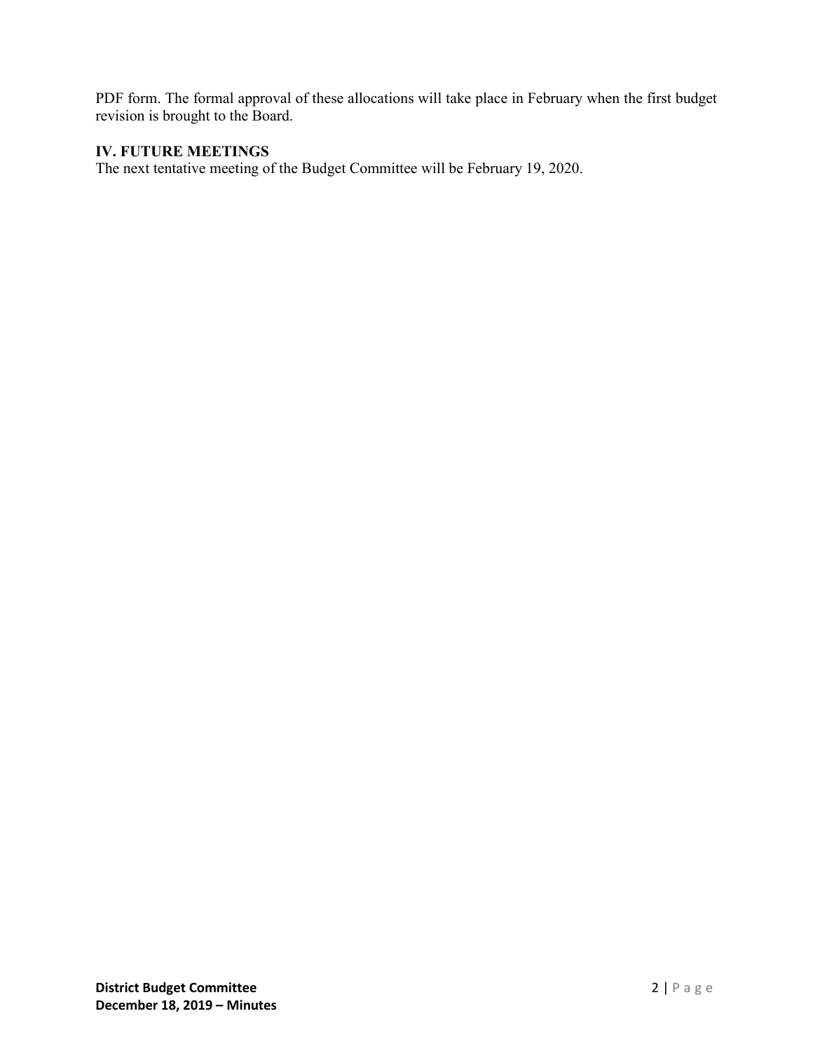PDF form. The formal approval of these allocations will take place in February when the first budget revision is brought to the Board.

## IV. FUTURE MEETINGS

The next tentative meeting of the Budget Committee will be February 19, 2020.